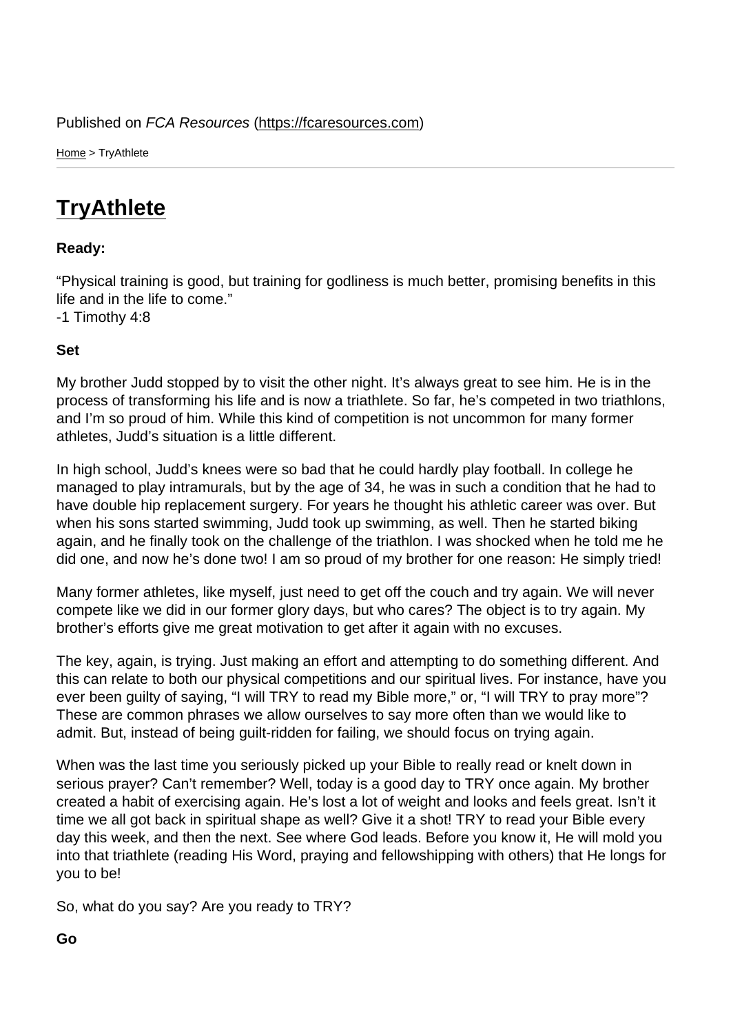Published on *FCA Resources* (https://fcaresources.com)

Home > TryAthlete

# TryAthlete

**Ready:**

“Physical training is good, but training for godliness is much better, promising benefits in this life and in the life to come.”
-1 Timothy 4:8

**Set**

My brother Judd stopped by to visit the other night. It’s always great to see him. He is in the process of transforming his life and is now a triathlete. So far, he’s competed in two triathlons, and I’m so proud of him. While this kind of competition is not uncommon for many former athletes, Judd’s situation is a little different.

In high school, Judd’s knees were so bad that he could hardly play football. In college he managed to play intramurals, but by the age of 34, he was in such a condition that he had to have double hip replacement surgery. For years he thought his athletic career was over. But when his sons started swimming, Judd took up swimming, as well. Then he started biking again, and he finally took on the challenge of the triathlon. I was shocked when he told me he did one, and now he’s done two! I am so proud of my brother for one reason: He simply tried!

Many former athletes, like myself, just need to get off the couch and try again. We will never compete like we did in our former glory days, but who cares? The object is to try again. My brother’s efforts give me great motivation to get after it again with no excuses.

The key, again, is trying. Just making an effort and attempting to do something different. And this can relate to both our physical competitions and our spiritual lives. For instance, have you ever been guilty of saying, “I will TRY to read my Bible more,” or, “I will TRY to pray more”? These are common phrases we allow ourselves to say more often than we would like to admit. But, instead of being guilt-ridden for failing, we should focus on trying again.

When was the last time you seriously picked up your Bible to really read or knelt down in serious prayer? Can’t remember? Well, today is a good day to TRY once again. My brother created a habit of exercising again. He’s lost a lot of weight and looks and feels great. Isn’t it time we all got back in spiritual shape as well? Give it a shot! TRY to read your Bible every day this week, and then the next. See where God leads. Before you know it, He will mold you into that triathlete (reading His Word, praying and fellowshipping with others) that He longs for you to be!

So, what do you say? Are you ready to TRY?

**Go**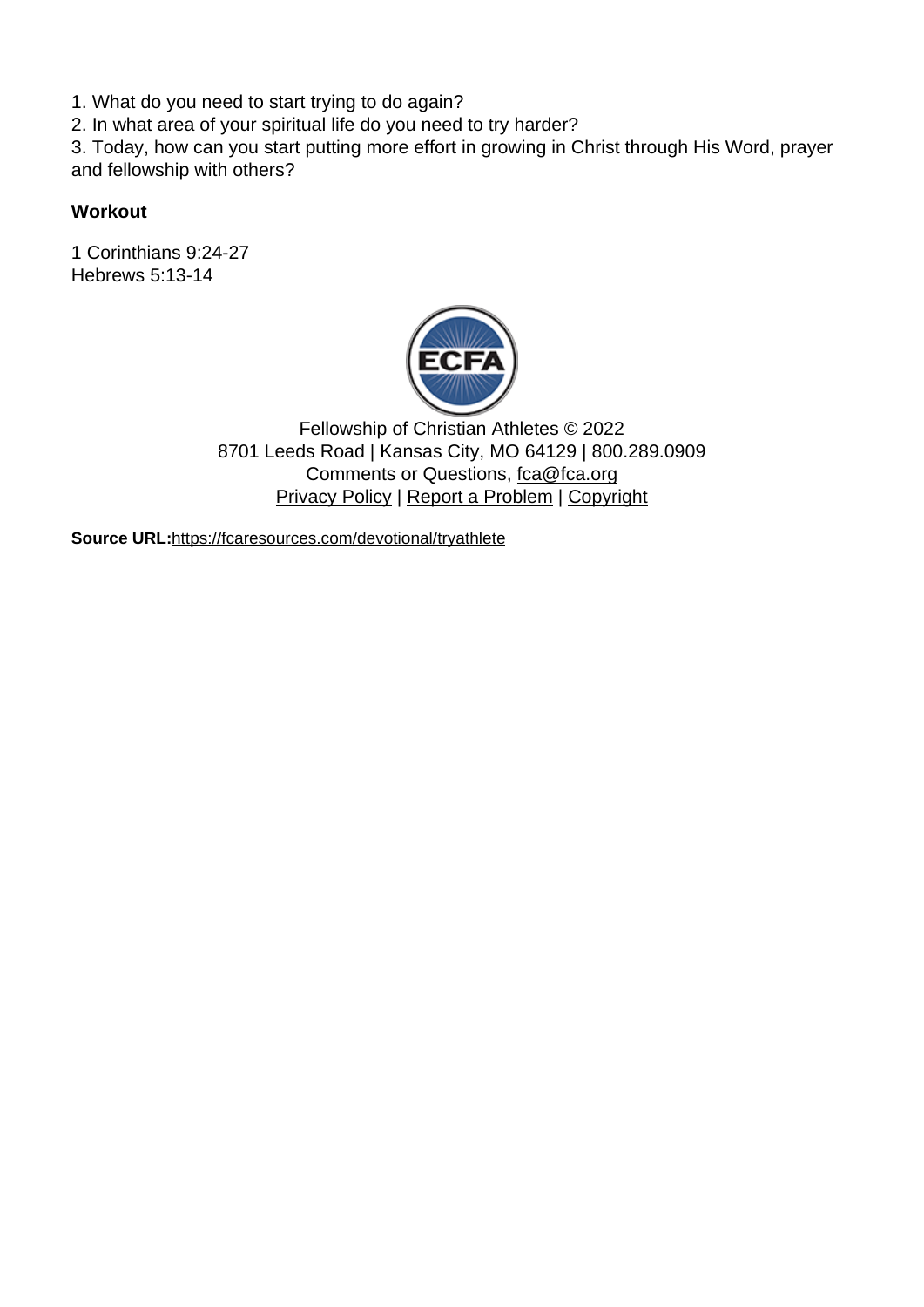1. What do you need to start trying to do again?
2. In what area of your spiritual life do you need to try harder?
3. Today, how can you start putting more effort in growing in Christ through His Word, prayer and fellowship with others?

**Workout**

1 Corinthians 9:24-27
Hebrews 5:13-14

ECFA

Fellowship of Christian Athletes © 2022
8701 Leeds Road | Kansas City, MO 64129 | 800.289.0909
Comments or Questions, fca@fca.org
Privacy Policy | Report a Problem | Copyright

**Source URL:** https://fcaresources.com/devotional/tryathlete